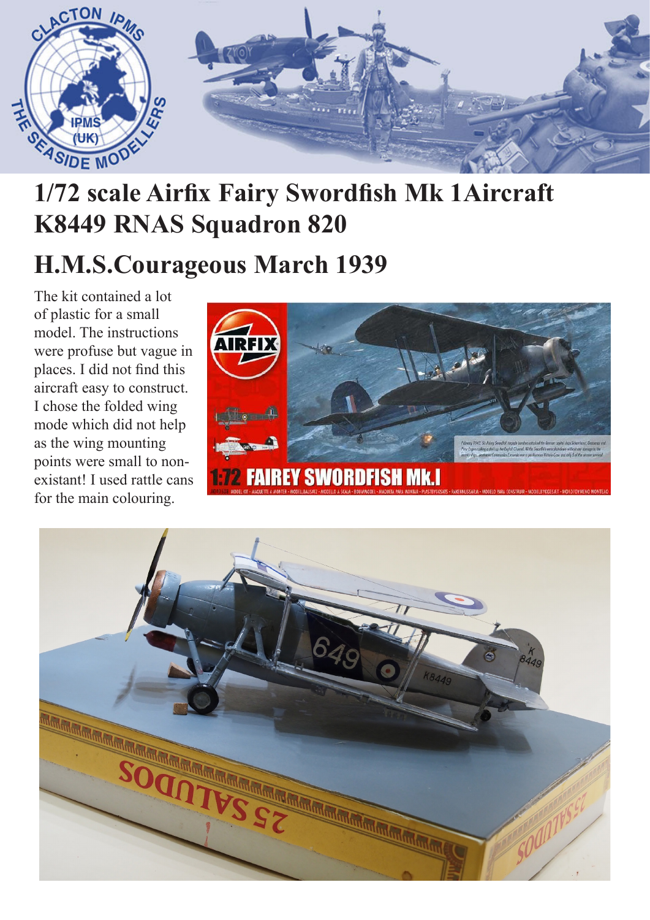# 1/72 scale Airfix Fairy Swordfish Mk 1Aircraft K8449 RNAS Squadron 820

## H.M.S.Courageous March 1939

The kit contained a lot of plastic for a small model. The instructions were profuse but vague in places. I did not find this aircraft easy to construct. I chose the folded wing mode which did not help as the wing mounting points were small to non-existant! I used rattle cans for the main colouring.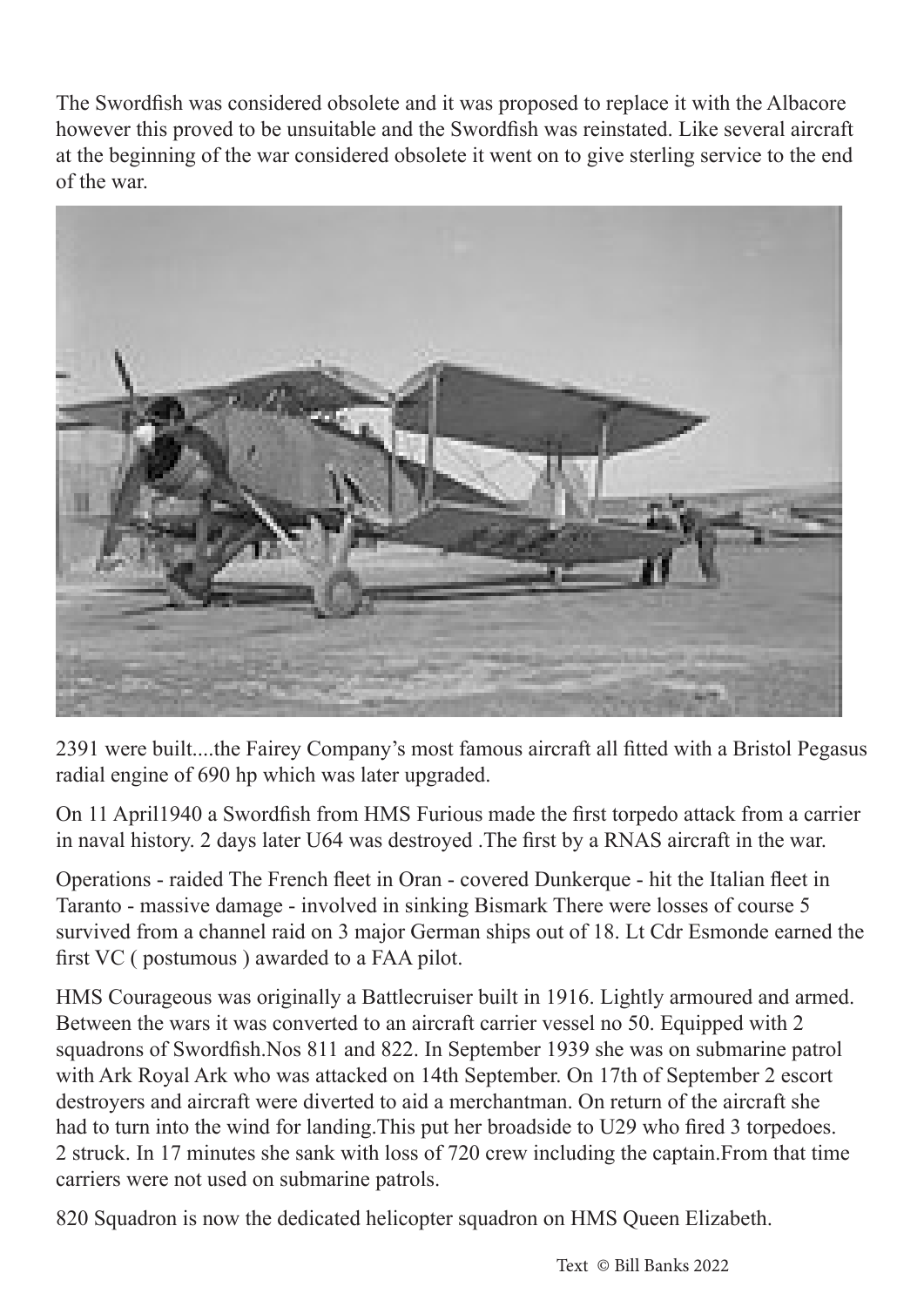The Swordfish was considered obsolete and it was proposed to replace it with the Albacore however this proved to be unsuitable and the Swordfish was reinstated. Like several aircraft at the beginning of the war considered obsolete it went on to give sterling service to the end of the war.

2391 were built....the Fairey Company's most famous aircraft all fitted with a Bristol Pegasus radial engine of 690 hp which was later upgraded.

On 11 April1940 a Swordfish from HMS Furious made the first torpedo attack from a carrier in naval history. 2 days later U64 was destroyed .The first by a RNAS aircraft in the war.

Operations - raided The French fleet in Oran - covered Dunkerque - hit the Italian fleet in Taranto - massive damage - involved in sinking Bismark There were losses of course 5 survived from a channel raid on 3 major German ships out of 18. Lt Cdr Esmonde earned the first VC ( postumous ) awarded to a FAA pilot.

HMS Courageous was originally a Battlecruiser built in 1916. Lightly armoured and armed. Between the wars it was converted to an aircraft carrier vessel no 50. Equipped with 2 squadrons of Swordfish.Nos 811 and 822. In September 1939 she was on submarine patrol with Ark Royal Ark who was attacked on 14th September. On 17th of September 2 escort destroyers and aircraft were diverted to aid a merchantman. On return of the aircraft she had to turn into the wind for landing.This put her broadside to U29 who fired 3 torpedoes. 2 struck. In 17 minutes she sank with loss of 720 crew including the captain.From that time carriers were not used on submarine patrols.

820 Squadron is now the dedicated helicopter squadron on HMS Queen Elizabeth.

Text © Bill Banks 2022